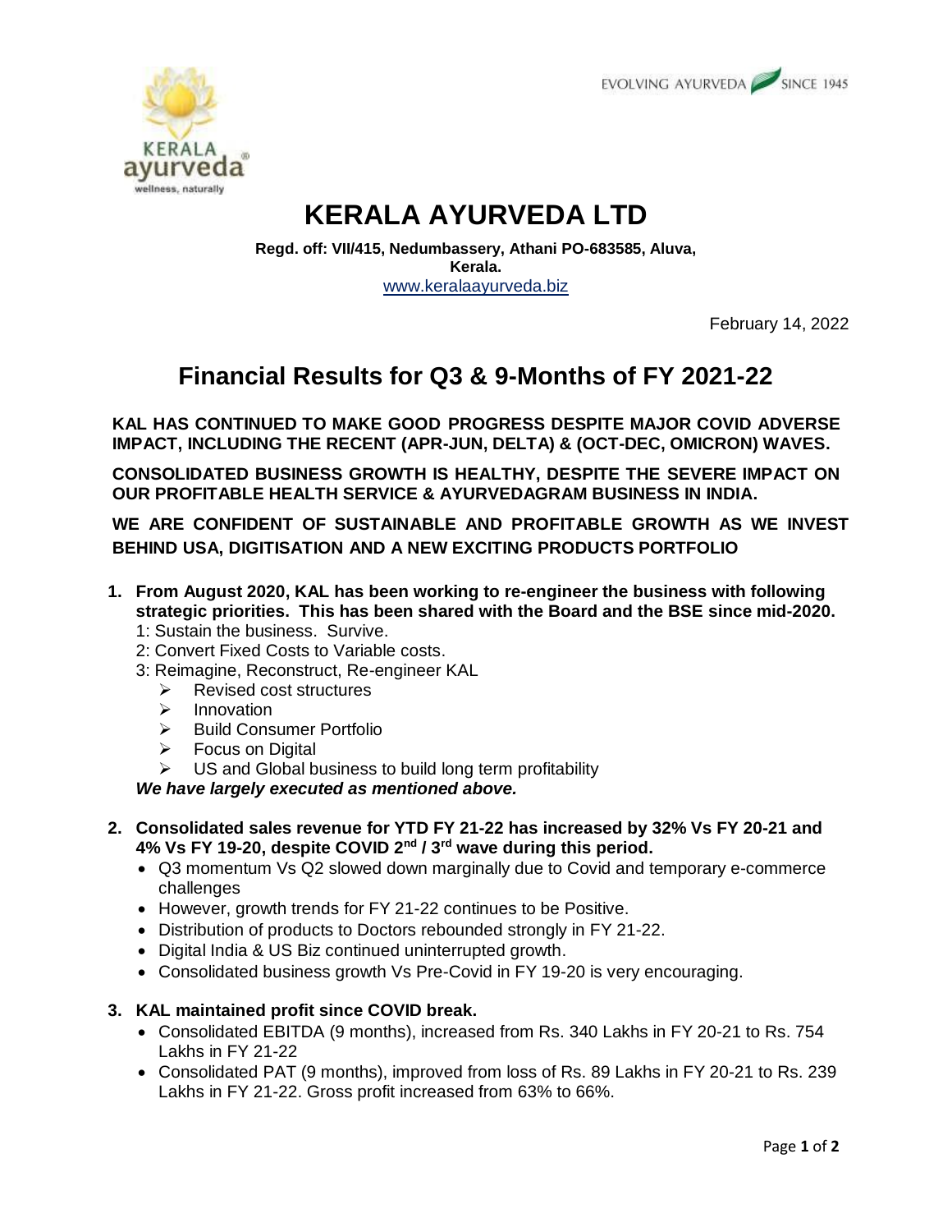EVOLVING AYURVEDA SINCE 1945

# KERALA AYURVEDA LTD

**Regd. off: VII/415, Nedumbassery, Athani PO-683585, Aluva, Kerala.**
www.keralaayurveda.biz

February 14, 2022

## Financial Results for Q3 & 9-Months of FY 2021-22

**KAL HAS CONTINUED TO MAKE GOOD PROGRESS DESPITE MAJOR COVID ADVERSE IMPACT, INCLUDING THE RECENT (APR-JUN, DELTA) & (OCT-DEC, OMICRON) WAVES.**

**CONSOLIDATED BUSINESS GROWTH IS HEALTHY, DESPITE THE SEVERE IMPACT ON OUR PROFITABLE HEALTH SERVICE & AYURVEDAGRAM BUSINESS IN INDIA.**

**WE ARE CONFIDENT OF SUSTAINABLE AND PROFITABLE GROWTH AS WE INVEST BEHIND USA, DIGITISATION AND A NEW EXCITING PRODUCTS PORTFOLIO**

1. **From August 2020, KAL has been working to re-engineer the business with following strategic priorities. This has been shared with the Board and the BSE since mid-2020.**
   1: Sustain the business. Survive.
   2: Convert Fixed Costs to Variable costs.
   3: Reimagine, Reconstruct, Re-engineer KAL
   - Revised cost structures
   - Innovation
   - Build Consumer Portfolio
   - Focus on Digital
   - US and Global business to build long term profitability

   ***We have largely executed as mentioned above.***

2. **Consolidated sales revenue for YTD FY 21-22 has increased by 32% Vs FY 20-21 and 4% Vs FY 19-20, despite COVID 2nd / 3rd wave during this period.**
   - Q3 momentum Vs Q2 slowed down marginally due to Covid and temporary e-commerce challenges
   - However, growth trends for FY 21-22 continues to be Positive.
   - Distribution of products to Doctors rebounded strongly in FY 21-22.
   - Digital India & US Biz continued uninterrupted growth.
   - Consolidated business growth Vs Pre-Covid in FY 19-20 is very encouraging.

3. **KAL maintained profit since COVID break.**
   - Consolidated EBITDA (9 months), increased from Rs. 340 Lakhs in FY 20-21 to Rs. 754 Lakhs in FY 21-22
   - Consolidated PAT (9 months), improved from loss of Rs. 89 Lakhs in FY 20-21 to Rs. 239 Lakhs in FY 21-22. Gross profit increased from 63% to 66%.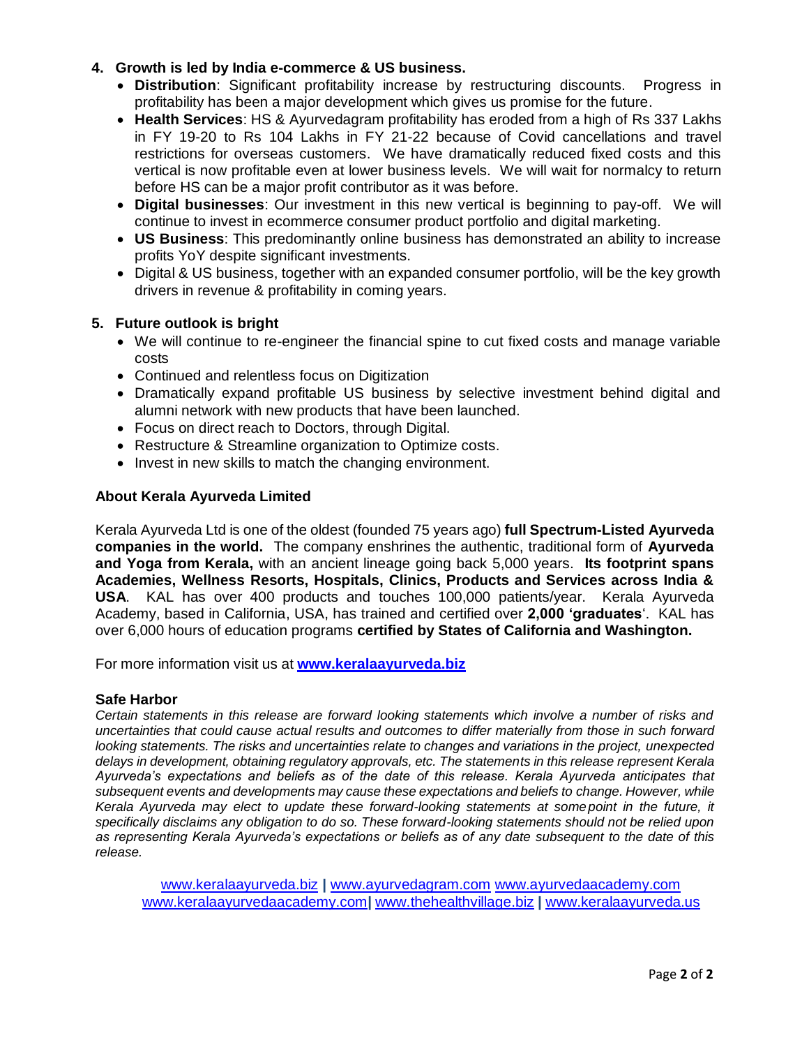4. **Growth is led by India e-commerce & US business.**
   - **Distribution**: Significant profitability increase by restructuring discounts. Progress in profitability has been a major development which gives us promise for the future.
   - **Health Services**: HS & Ayurvedagram profitability has eroded from a high of Rs 337 Lakhs in FY 19-20 to Rs 104 Lakhs in FY 21-22 because of Covid cancellations and travel restrictions for overseas customers. We have dramatically reduced fixed costs and this vertical is now profitable even at lower business levels. We will wait for normalcy to return before HS can be a major profit contributor as it was before.
   - **Digital businesses**: Our investment in this new vertical is beginning to pay-off. We will continue to invest in ecommerce consumer product portfolio and digital marketing.
   - **US Business**: This predominantly online business has demonstrated an ability to increase profits YoY despite significant investments.
   - Digital & US business, together with an expanded consumer portfolio, will be the key growth drivers in revenue & profitability in coming years.

5. **Future outlook is bright**
   - We will continue to re-engineer the financial spine to cut fixed costs and manage variable costs
   - Continued and relentless focus on Digitization
   - Dramatically expand profitable US business by selective investment behind digital and alumni network with new products that have been launched.
   - Focus on direct reach to Doctors, through Digital.
   - Restructure & Streamline organization to Optimize costs.
   - Invest in new skills to match the changing environment.

### About Kerala Ayurveda Limited

Kerala Ayurveda Ltd is one of the oldest (founded 75 years ago) **full Spectrum-Listed Ayurveda companies in the world.** The company enshrines the authentic, traditional form of **Ayurveda and Yoga from Kerala,** with an ancient lineage going back 5,000 years. **Its footprint spans Academies, Wellness Resorts, Hospitals, Clinics, Products and Services across India & USA**. KAL has over 400 products and touches 100,000 patients/year. Kerala Ayurveda Academy, based in California, USA, has trained and certified over **2,000 'graduates**'. KAL has over 6,000 hours of education programs **certified by States of California and Washington.**

For more information visit us at **www.keralaayurveda.biz**

### Safe Harbor

*Certain statements in this release are forward looking statements which involve a number of risks and uncertainties that could cause actual results and outcomes to differ materially from those in such forward looking statements. The risks and uncertainties relate to changes and variations in the project, unexpected delays in development, obtaining regulatory approvals, etc. The statements in this release represent Kerala Ayurveda's expectations and beliefs as of the date of this release. Kerala Ayurveda anticipates that subsequent events and developments may cause these expectations and beliefs to change. However, while Kerala Ayurveda may elect to update these forward-looking statements at some point in the future, it specifically disclaims any obligation to do so. These forward-looking statements should not be relied upon as representing Kerala Ayurveda's expectations or beliefs as of any date subsequent to the date of this release.*

www.keralaayurveda.biz | www.ayurvedagram.com www.ayurvedaacademy.com
www.keralaayurvedaacademy.com| www.thehealthvillage.biz | www.keralaayurveda.us